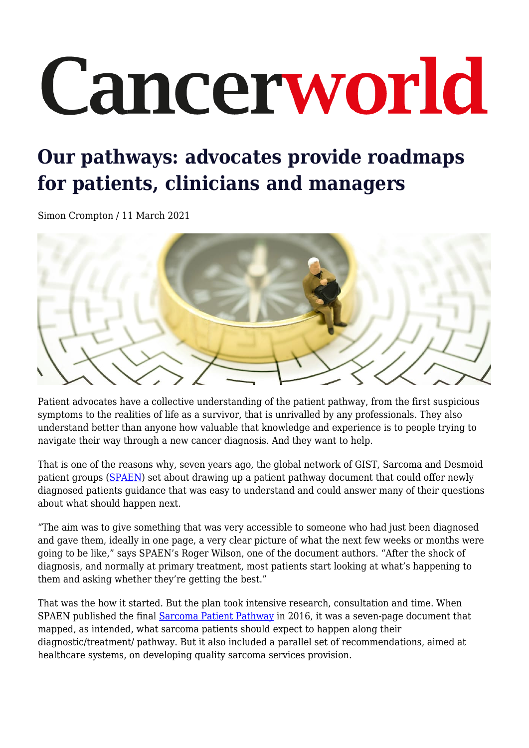# Cancerworld

## Our pathways: advocates provide roadmaps for patients, clinicians and managers

Simon Crompton / 11 March 2021

Patient advocates have a collective understanding of the patient pathway, from the first suspicious symptoms to the realities of life as a survivor, that is unrivalled by any professionals. They also understand better than anyone how valuable that knowledge and experience is to people trying to navigate their way through a new cancer diagnosis. And they want to help.

That is one of the reasons why, seven years ago, the global network of GIST, Sarcoma and Desmoid patient groups (SPAEN) set about drawing up a patient pathway document that could offer newly diagnosed patients guidance that was easy to understand and could answer many of their questions about what should happen next.

"The aim was to give something that was very accessible to someone who had just been diagnosed and gave them, ideally in one page, a very clear picture of what the next few weeks or months were going to be like," says SPAEN's Roger Wilson, one of the document authors. "After the shock of diagnosis, and normally at primary treatment, most patients start looking at what's happening to them and asking whether they're getting the best."

That was the how it started. But the plan took intensive research, consultation and time. When SPAEN published the final Sarcoma Patient Pathway in 2016, it was a seven-page document that mapped, as intended, what sarcoma patients should expect to happen along their diagnostic/treatment/ pathway. But it also included a parallel set of recommendations, aimed at healthcare systems, on developing quality sarcoma services provision.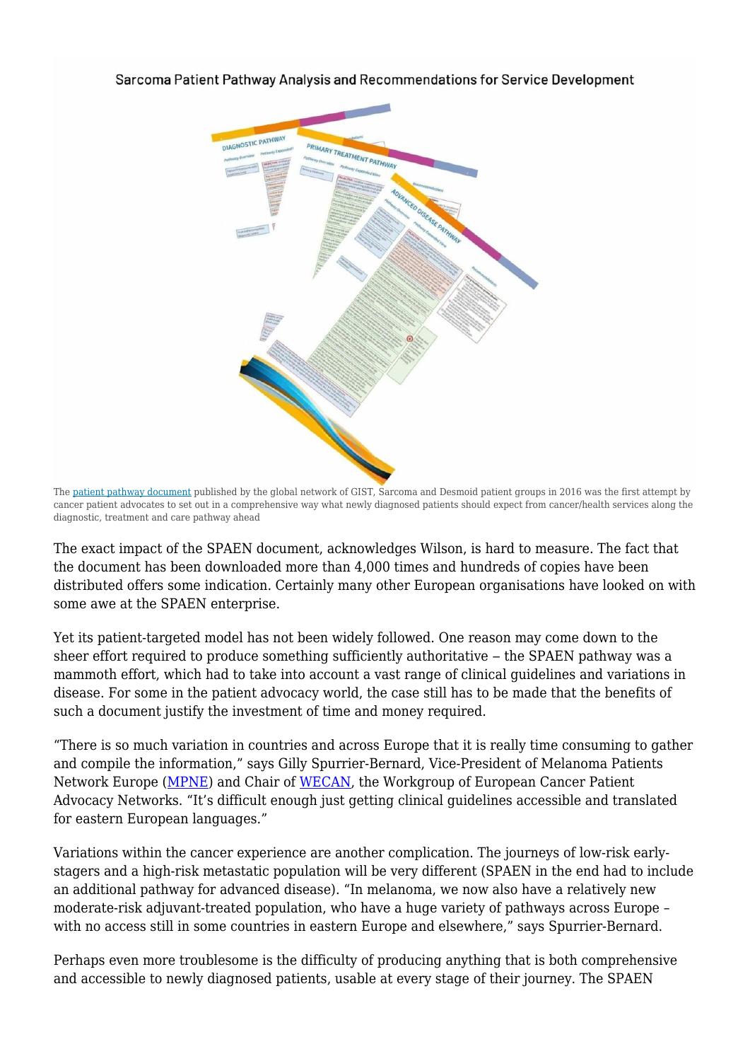Sarcoma Patient Pathway Analysis and Recommendations for Service Development

The [patient pathway document](#) published by the global network of GIST, Sarcoma and Desmoid patient groups in 2016 was the first attempt by cancer patient advocates to set out in a comprehensive way what newly diagnosed patients should expect from cancer/health services along the diagnostic, treatment and care pathway ahead

The exact impact of the SPAEN document, acknowledges Wilson, is hard to measure. The fact that the document has been downloaded more than 4,000 times and hundreds of copies have been distributed offers some indication. Certainly many other European organisations have looked on with some awe at the SPAEN enterprise.

Yet its patient-targeted model has not been widely followed. One reason may come down to the sheer effort required to produce something sufficiently authoritative – the SPAEN pathway was a mammoth effort, which had to take into account a vast range of clinical guidelines and variations in disease. For some in the patient advocacy world, the case still has to be made that the benefits of such a document justify the investment of time and money required.

"There is so much variation in countries and across Europe that it is really time consuming to gather and compile the information," says Gilly Spurrier-Bernard, Vice-President of Melanoma Patients Network Europe ([MPNE](#)) and Chair of [WECAN](#), the Workgroup of European Cancer Patient Advocacy Networks. "It's difficult enough just getting clinical guidelines accessible and translated for eastern European languages."

Variations within the cancer experience are another complication. The journeys of low-risk early-stagers and a high-risk metastatic population will be very different (SPAEN in the end had to include an additional pathway for advanced disease). "In melanoma, we now also have a relatively new moderate-risk adjuvant-treated population, who have a huge variety of pathways across Europe – with no access still in some countries in eastern Europe and elsewhere," says Spurrier-Bernard.

Perhaps even more troublesome is the difficulty of producing anything that is both comprehensive and accessible to newly diagnosed patients, usable at every stage of their journey. The SPAEN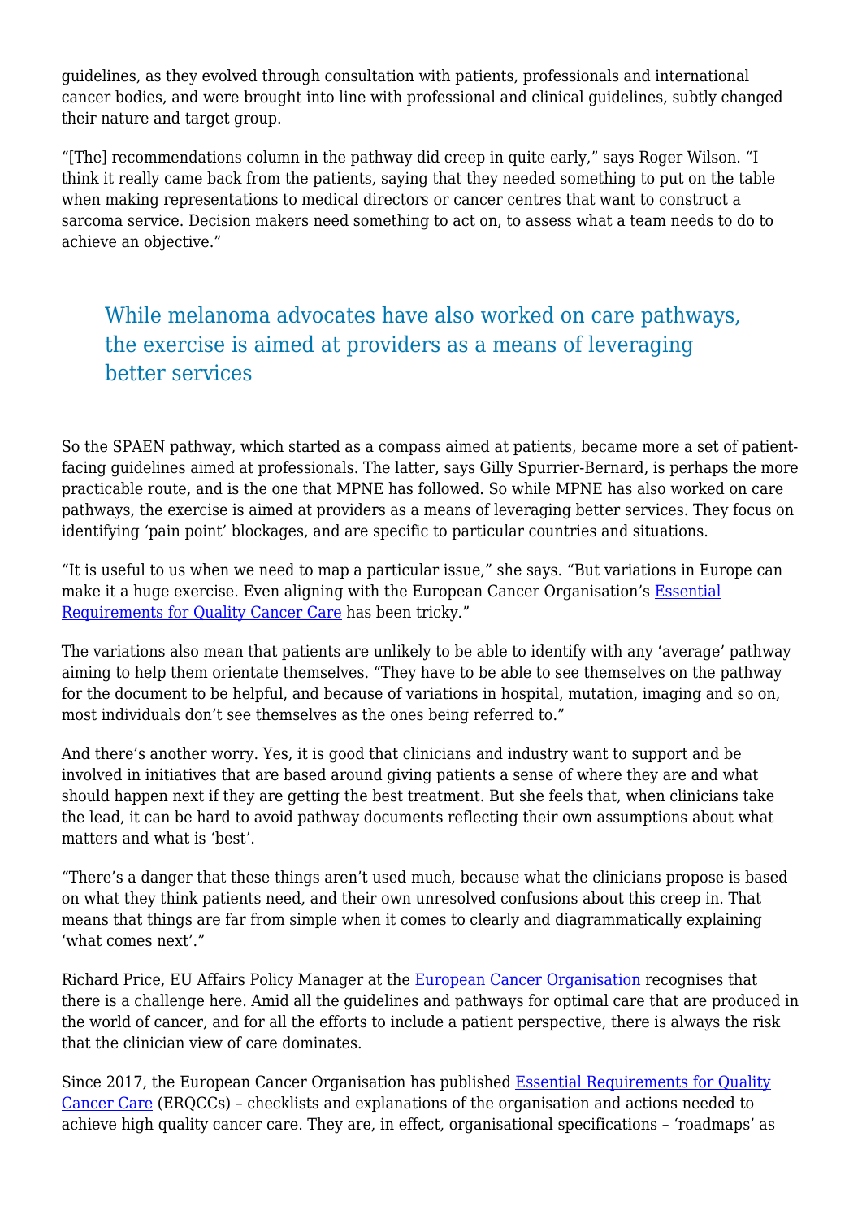guidelines, as they evolved through consultation with patients, professionals and international cancer bodies, and were brought into line with professional and clinical guidelines, subtly changed their nature and target group.

"[The] recommendations column in the pathway did creep in quite early," says Roger Wilson. "I think it really came back from the patients, saying that they needed something to put on the table when making representations to medical directors or cancer centres that want to construct a sarcoma service. Decision makers need something to act on, to assess what a team needs to do to achieve an objective."

> While melanoma advocates have also worked on care pathways, the exercise is aimed at providers as a means of leveraging better services

So the SPAEN pathway, which started as a compass aimed at patients, became more a set of patient-facing guidelines aimed at professionals. The latter, says Gilly Spurrier-Bernard, is perhaps the more practicable route, and is the one that MPNE has followed. So while MPNE has also worked on care pathways, the exercise is aimed at providers as a means of leveraging better services. They focus on identifying 'pain point' blockages, and are specific to particular countries and situations.

"It is useful to us when we need to map a particular issue," she says. "But variations in Europe can make it a huge exercise. Even aligning with the European Cancer Organisation's [Essential Requirements for Quality Cancer Care](#) has been tricky."

The variations also mean that patients are unlikely to be able to identify with any 'average' pathway aiming to help them orientate themselves. "They have to be able to see themselves on the pathway for the document to be helpful, and because of variations in hospital, mutation, imaging and so on, most individuals don't see themselves as the ones being referred to."

And there's another worry. Yes, it is good that clinicians and industry want to support and be involved in initiatives that are based around giving patients a sense of where they are and what should happen next if they are getting the best treatment. But she feels that, when clinicians take the lead, it can be hard to avoid pathway documents reflecting their own assumptions about what matters and what is 'best'.

"There's a danger that these things aren't used much, because what the clinicians propose is based on what they think patients need, and their own unresolved confusions about this creep in. That means that things are far from simple when it comes to clearly and diagrammatically explaining 'what comes next'."

Richard Price, EU Affairs Policy Manager at the [European Cancer Organisation](#) recognises that there is a challenge here. Amid all the guidelines and pathways for optimal care that are produced in the world of cancer, and for all the efforts to include a patient perspective, there is always the risk that the clinician view of care dominates.

Since 2017, the European Cancer Organisation has published [Essential Requirements for Quality Cancer Care](#) (ERQCCs) – checklists and explanations of the organisation and actions needed to achieve high quality cancer care. They are, in effect, organisational specifications – 'roadmaps' as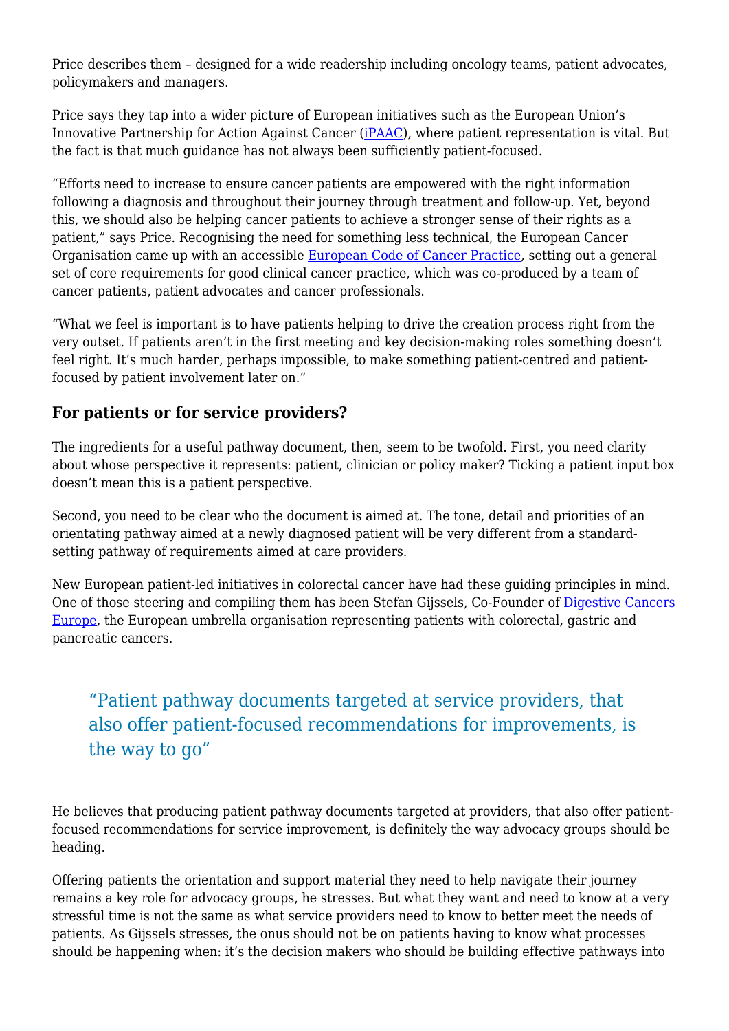Price describes them – designed for a wide readership including oncology teams, patient advocates, policymakers and managers.

Price says they tap into a wider picture of European initiatives such as the European Union's Innovative Partnership for Action Against Cancer (iPAAC), where patient representation is vital. But the fact is that much guidance has not always been sufficiently patient-focused.

"Efforts need to increase to ensure cancer patients are empowered with the right information following a diagnosis and throughout their journey through treatment and follow-up. Yet, beyond this, we should also be helping cancer patients to achieve a stronger sense of their rights as a patient," says Price. Recognising the need for something less technical, the European Cancer Organisation came up with an accessible European Code of Cancer Practice, setting out a general set of core requirements for good clinical cancer practice, which was co-produced by a team of cancer patients, patient advocates and cancer professionals.

"What we feel is important is to have patients helping to drive the creation process right from the very outset. If patients aren't in the first meeting and key decision-making roles something doesn't feel right. It's much harder, perhaps impossible, to make something patient-centred and patient-focused by patient involvement later on."

### For patients or for service providers?

The ingredients for a useful pathway document, then, seem to be twofold. First, you need clarity about whose perspective it represents: patient, clinician or policy maker? Ticking a patient input box doesn't mean this is a patient perspective.

Second, you need to be clear who the document is aimed at. The tone, detail and priorities of an orientating pathway aimed at a newly diagnosed patient will be very different from a standard-setting pathway of requirements aimed at care providers.

New European patient-led initiatives in colorectal cancer have had these guiding principles in mind. One of those steering and compiling them has been Stefan Gijssels, Co-Founder of Digestive Cancers Europe, the European umbrella organisation representing patients with colorectal, gastric and pancreatic cancers.

> "Patient pathway documents targeted at service providers, that also offer patient-focused recommendations for improvements, is the way to go"

He believes that producing patient pathway documents targeted at providers, that also offer patient-focused recommendations for service improvement, is definitely the way advocacy groups should be heading.

Offering patients the orientation and support material they need to help navigate their journey remains a key role for advocacy groups, he stresses. But what they want and need to know at a very stressful time is not the same as what service providers need to know to better meet the needs of patients. As Gijssels stresses, the onus should not be on patients having to know what processes should be happening when: it's the decision makers who should be building effective pathways into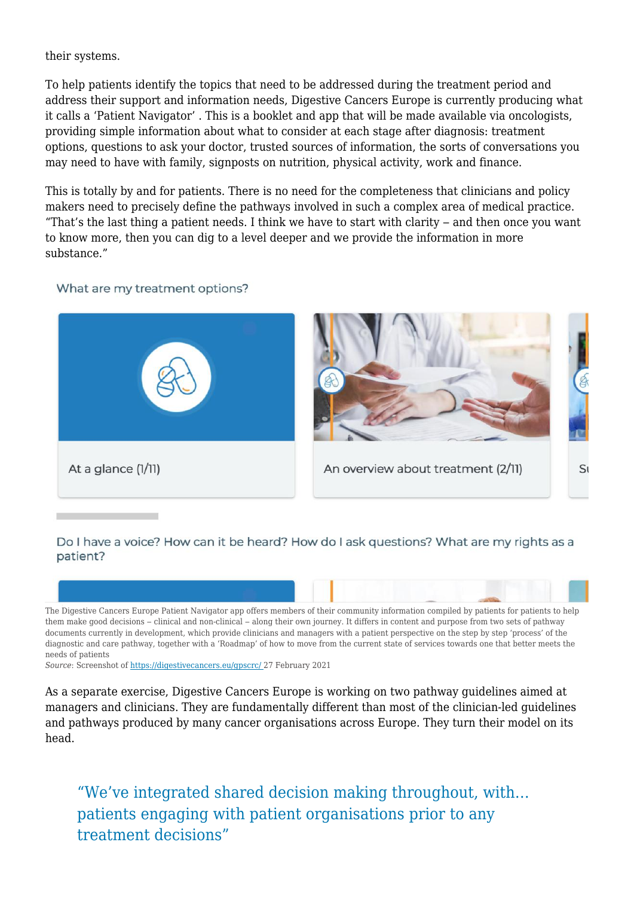their systems.

To help patients identify the topics that need to be addressed during the treatment period and address their support and information needs, Digestive Cancers Europe is currently producing what it calls a 'Patient Navigator' . This is a booklet and app that will be made available via oncologists, providing simple information about what to consider at each stage after diagnosis: treatment options, questions to ask your doctor, trusted sources of information, the sorts of conversations you may need to have with family, signposts on nutrition, physical activity, work and finance.

This is totally by and for patients. There is no need for the completeness that clinicians and policy makers need to precisely define the pathways involved in such a complex area of medical practice. "That's the last thing a patient needs. I think we have to start with clarity – and then once you want to know more, then you can dig to a level deeper and we provide the information in more substance."

What are my treatment options?

At a glance (1/11)

An overview about treatment (2/11)

Do I have a voice? How can it be heard? How do I ask questions? What are my rights as a patient?

The Digestive Cancers Europe Patient Navigator app offers members of their community information compiled by patients for patients to help them make good decisions – clinical and non-clinical – along their own journey. It differs in content and purpose from two sets of pathway documents currently in development, which provide clinicians and managers with a patient perspective on the step by step 'process' of the diagnostic and care pathway, together with a 'Roadmap' of how to move from the current state of services towards one that better meets the needs of patients

*Source*: Screenshot of https://digestivecancers.eu/gpscrc/ 27 February 2021

As a separate exercise, Digestive Cancers Europe is working on two pathway guidelines aimed at managers and clinicians. They are fundamentally different than most of the clinician-led guidelines and pathways produced by many cancer organisations across Europe. They turn their model on its head.

> "We've integrated shared decision making throughout, with… patients engaging with patient organisations prior to any treatment decisions"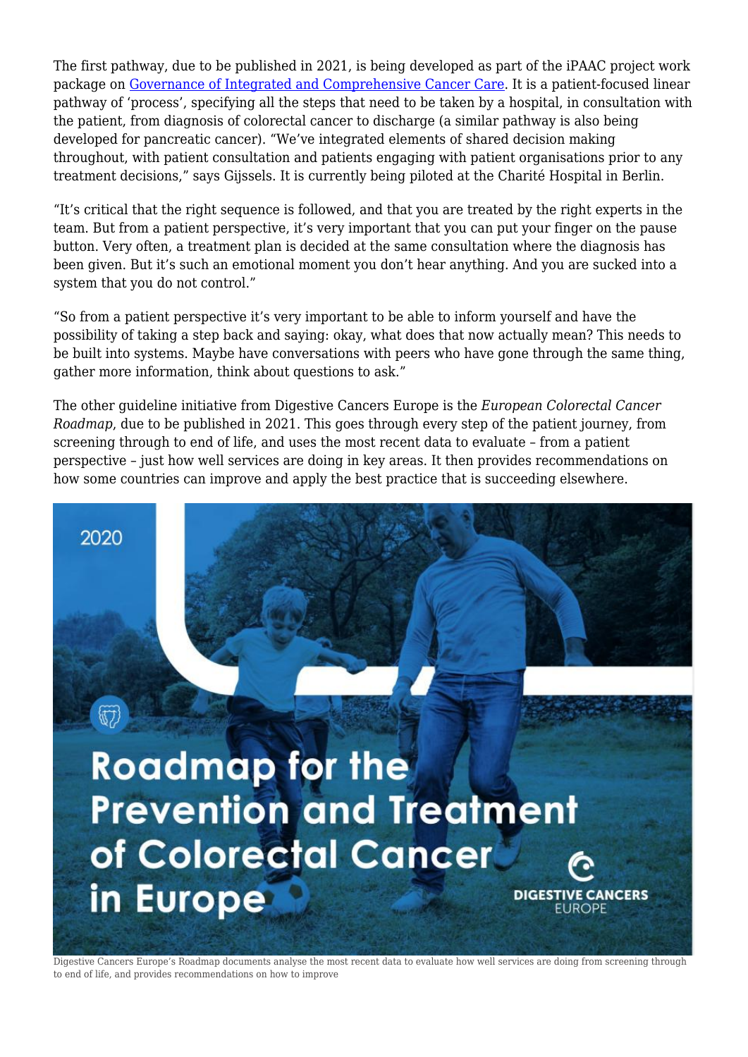The first pathway, due to be published in 2021, is being developed as part of the iPAAC project work package on [Governance of Integrated and Comprehensive Cancer Care](). It is a patient-focused linear pathway of 'process', specifying all the steps that need to be taken by a hospital, in consultation with the patient, from diagnosis of colorectal cancer to discharge (a similar pathway is also being developed for pancreatic cancer). "We've integrated elements of shared decision making throughout, with patient consultation and patients engaging with patient organisations prior to any treatment decisions," says Gijssels. It is currently being piloted at the Charité Hospital in Berlin.

"It's critical that the right sequence is followed, and that you are treated by the right experts in the team. But from a patient perspective, it's very important that you can put your finger on the pause button. Very often, a treatment plan is decided at the same consultation where the diagnosis has been given. But it's such an emotional moment you don't hear anything. And you are sucked into a system that you do not control."

"So from a patient perspective it's very important to be able to inform yourself and have the possibility of taking a step back and saying: okay, what does that now actually mean? This needs to be built into systems. Maybe have conversations with peers who have gone through the same thing, gather more information, think about questions to ask."

The other guideline initiative from Digestive Cancers Europe is the *European Colorectal Cancer Roadmap*, due to be published in 2021. This goes through every step of the patient journey, from screening through to end of life, and uses the most recent data to evaluate – from a patient perspective – just how well services are doing in key areas. It then provides recommendations on how some countries can improve and apply the best practice that is succeeding elsewhere.

2020

Roadmap for the Prevention and Treatment of Colorectal Cancer in Europe

DIGESTIVE CANCERS EUROPE

Digestive Cancers Europe's Roadmap documents analyse the most recent data to evaluate how well services are doing from screening through to end of life, and provides recommendations on how to improve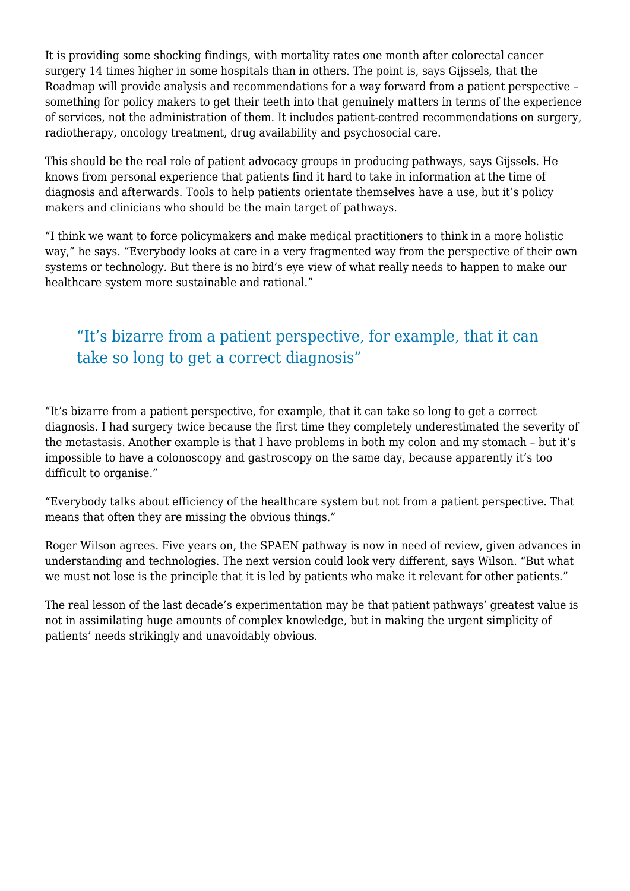It is providing some shocking findings, with mortality rates one month after colorectal cancer surgery 14 times higher in some hospitals than in others. The point is, says Gijssels, that the Roadmap will provide analysis and recommendations for a way forward from a patient perspective – something for policy makers to get their teeth into that genuinely matters in terms of the experience of services, not the administration of them. It includes patient-centred recommendations on surgery, radiotherapy, oncology treatment, drug availability and psychosocial care.

This should be the real role of patient advocacy groups in producing pathways, says Gijssels. He knows from personal experience that patients find it hard to take in information at the time of diagnosis and afterwards. Tools to help patients orientate themselves have a use, but it's policy makers and clinicians who should be the main target of pathways.

"I think we want to force policymakers and make medical practitioners to think in a more holistic way," he says. "Everybody looks at care in a very fragmented way from the perspective of their own systems or technology. But there is no bird's eye view of what really needs to happen to make our healthcare system more sustainable and rational."

> "It's bizarre from a patient perspective, for example, that it can take so long to get a correct diagnosis"

"It's bizarre from a patient perspective, for example, that it can take so long to get a correct diagnosis. I had surgery twice because the first time they completely underestimated the severity of the metastasis. Another example is that I have problems in both my colon and my stomach – but it's impossible to have a colonoscopy and gastroscopy on the same day, because apparently it's too difficult to organise."

"Everybody talks about efficiency of the healthcare system but not from a patient perspective. That means that often they are missing the obvious things."

Roger Wilson agrees. Five years on, the SPAEN pathway is now in need of review, given advances in understanding and technologies. The next version could look very different, says Wilson. "But what we must not lose is the principle that it is led by patients who make it relevant for other patients."

The real lesson of the last decade's experimentation may be that patient pathways' greatest value is not in assimilating huge amounts of complex knowledge, but in making the urgent simplicity of patients' needs strikingly and unavoidably obvious.